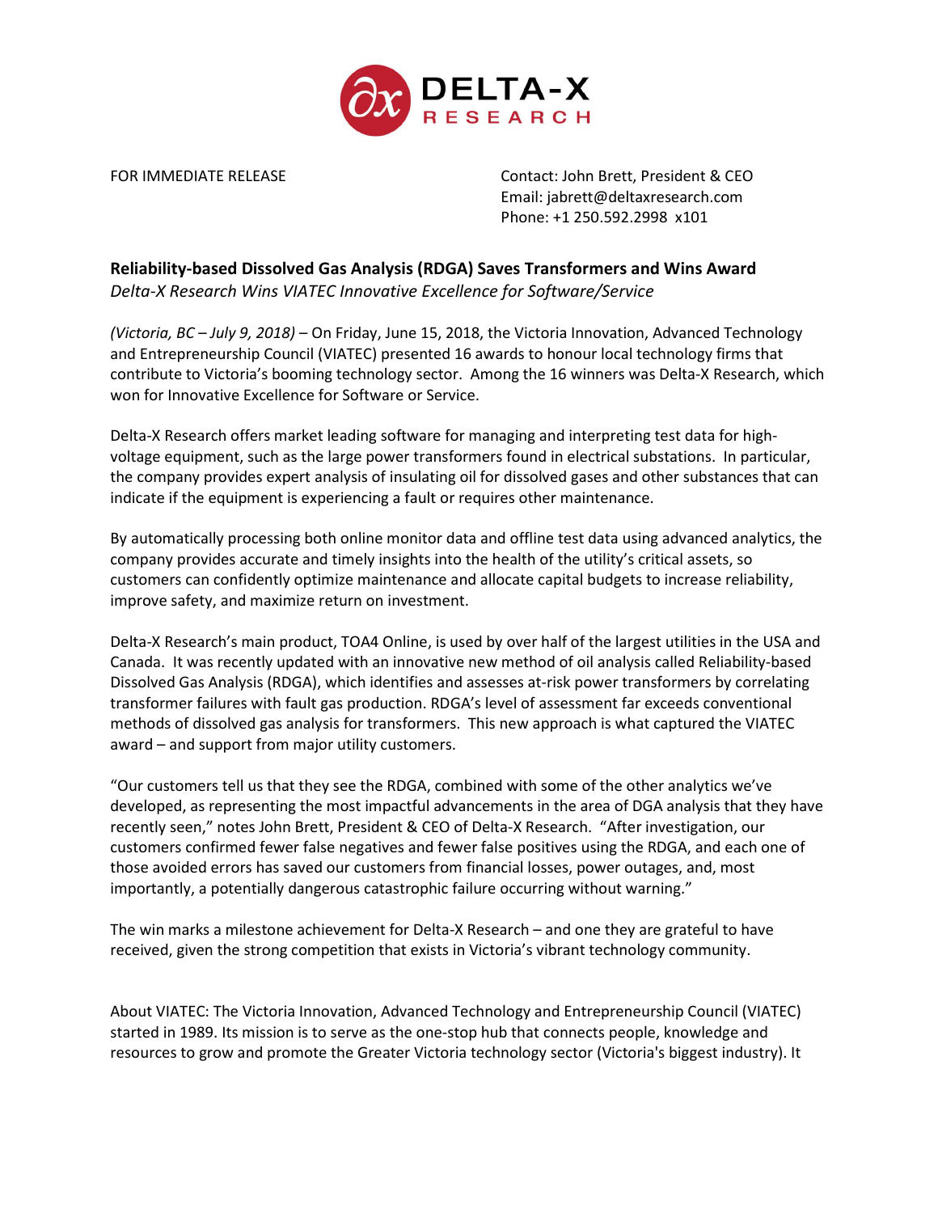DELTA-X RESEARCH

FOR IMMEDIATE RELEASE

Contact: John Brett, President & CEO
Email: jabrett@deltaxresearch.com
Phone: +1 250.592.2998 x101

**Reliability-based Dissolved Gas Analysis (RDGA) Saves Transformers and Wins Award**
*Delta-X Research Wins VIATEC Innovative Excellence for Software/Service*

*(Victoria, BC – July 9, 2018)* – On Friday, June 15, 2018, the Victoria Innovation, Advanced Technology and Entrepreneurship Council (VIATEC) presented 16 awards to honour local technology firms that contribute to Victoria's booming technology sector. Among the 16 winners was Delta-X Research, which won for Innovative Excellence for Software or Service.

Delta-X Research offers market leading software for managing and interpreting test data for high-voltage equipment, such as the large power transformers found in electrical substations. In particular, the company provides expert analysis of insulating oil for dissolved gases and other substances that can indicate if the equipment is experiencing a fault or requires other maintenance.

By automatically processing both online monitor data and offline test data using advanced analytics, the company provides accurate and timely insights into the health of the utility's critical assets, so customers can confidently optimize maintenance and allocate capital budgets to increase reliability, improve safety, and maximize return on investment.

Delta-X Research's main product, TOA4 Online, is used by over half of the largest utilities in the USA and Canada. It was recently updated with an innovative new method of oil analysis called Reliability-based Dissolved Gas Analysis (RDGA), which identifies and assesses at-risk power transformers by correlating transformer failures with fault gas production. RDGA's level of assessment far exceeds conventional methods of dissolved gas analysis for transformers. This new approach is what captured the VIATEC award – and support from major utility customers.

"Our customers tell us that they see the RDGA, combined with some of the other analytics we've developed, as representing the most impactful advancements in the area of DGA analysis that they have recently seen," notes John Brett, President & CEO of Delta-X Research. "After investigation, our customers confirmed fewer false negatives and fewer false positives using the RDGA, and each one of those avoided errors has saved our customers from financial losses, power outages, and, most importantly, a potentially dangerous catastrophic failure occurring without warning."

The win marks a milestone achievement for Delta-X Research – and one they are grateful to have received, given the strong competition that exists in Victoria's vibrant technology community.

About VIATEC: The Victoria Innovation, Advanced Technology and Entrepreneurship Council (VIATEC) started in 1989. Its mission is to serve as the one-stop hub that connects people, knowledge and resources to grow and promote the Greater Victoria technology sector (Victoria's biggest industry). It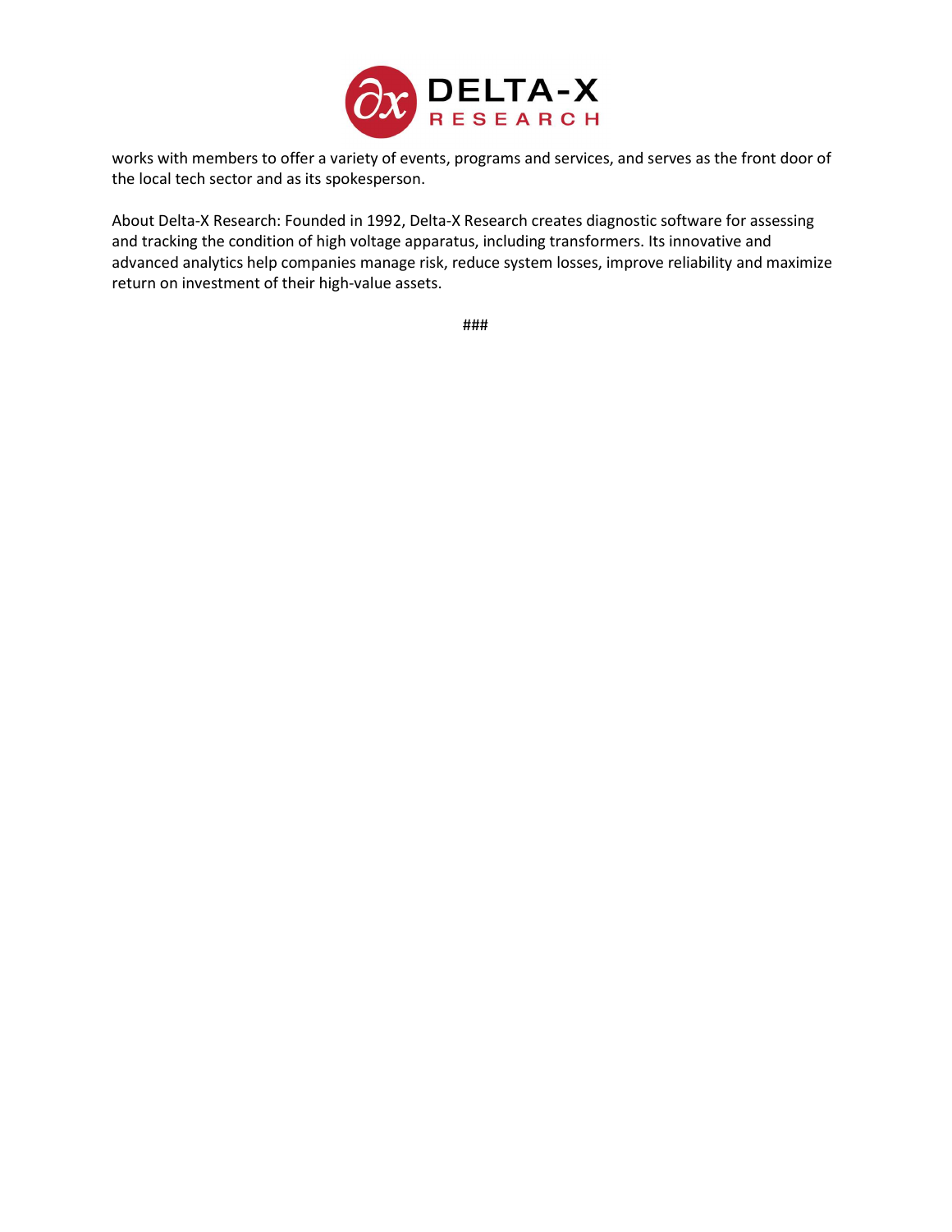works with members to offer a variety of events, programs and services, and serves as the front door of the local tech sector and as its spokesperson.

About Delta-X Research: Founded in 1992, Delta-X Research creates diagnostic software for assessing and tracking the condition of high voltage apparatus, including transformers. Its innovative and advanced analytics help companies manage risk, reduce system losses, improve reliability and maximize return on investment of their high-value assets.

###